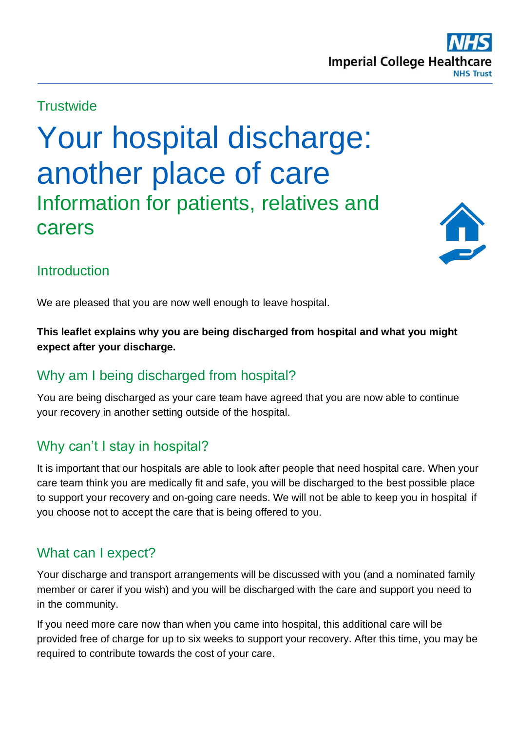Imperial College Healthcare NHS Trust

Trustwide

# Your hospital discharge: another place of care

## Information for patients, relatives and carers

## Introduction

We are pleased that you are now well enough to leave hospital.

**This leaflet explains why you are being discharged from hospital and what you might expect after your discharge.**

## Why am I being discharged from hospital?

You are being discharged as your care team have agreed that you are now able to continue your recovery in another setting outside of the hospital.

## Why can't I stay in hospital?

It is important that our hospitals are able to look after people that need hospital care. When your care team think you are medically fit and safe, you will be discharged to the best possible place to support your recovery and on-going care needs. We will not be able to keep you in hospital if you choose not to accept the care that is being offered to you.

## What can I expect?

Your discharge and transport arrangements will be discussed with you (and a nominated family member or carer if you wish) and you will be discharged with the care and support you need to in the community.

If you need more care now than when you came into hospital, this additional care will be provided free of charge for up to six weeks to support your recovery. After this time, you may be required to contribute towards the cost of your care.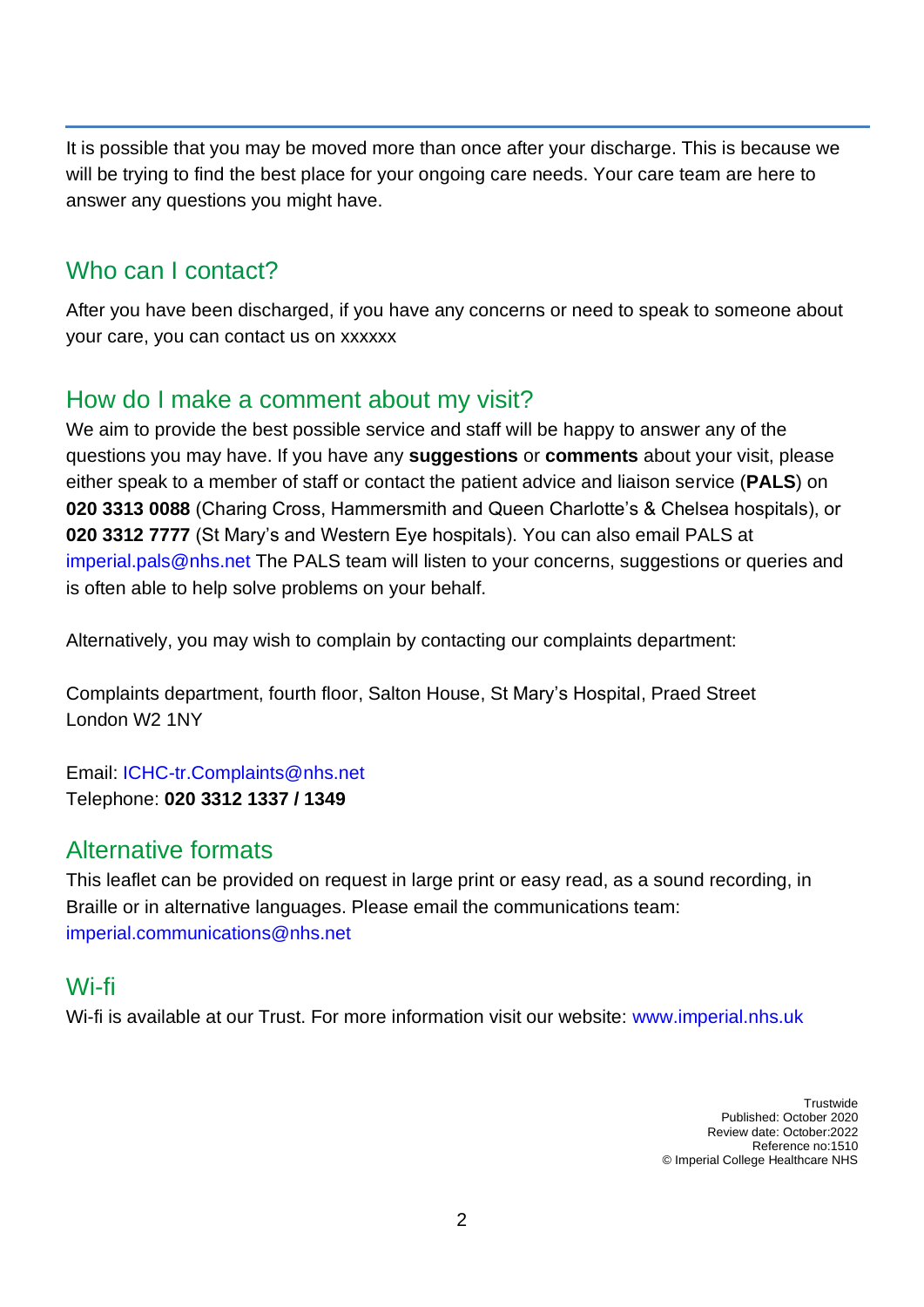It is possible that you may be moved more than once after your discharge. This is because we will be trying to find the best place for your ongoing care needs. Your care team are here to answer any questions you might have.

## Who can I contact?

After you have been discharged, if you have any concerns or need to speak to someone about your care, you can contact us on xxxxxx

## How do I make a comment about my visit?

We aim to provide the best possible service and staff will be happy to answer any of the questions you may have. If you have any **suggestions** or **comments** about your visit, please either speak to a member of staff or contact the patient advice and liaison service (**PALS**) on **020 3313 0088** (Charing Cross, Hammersmith and Queen Charlotte's & Chelsea hospitals), or **020 3312 7777** (St Mary's and Western Eye hospitals). You can also email PALS at imperial.pals@nhs.net The PALS team will listen to your concerns, suggestions or queries and is often able to help solve problems on your behalf.

Alternatively, you may wish to complain by contacting our complaints department:

Complaints department, fourth floor, Salton House, St Mary's Hospital, Praed Street
London W2 1NY

Email: ICHC-tr.Complaints@nhs.net
Telephone: **020 3312 1337 / 1349**

## Alternative formats

This leaflet can be provided on request in large print or easy read, as a sound recording, in Braille or in alternative languages. Please email the communications team: imperial.communications@nhs.net

## Wi-fi

Wi-fi is available at our Trust. For more information visit our website: www.imperial.nhs.uk

Trustwide
Published: October 2020
Review date: October:2022
Reference no:1510
© Imperial College Healthcare NHS